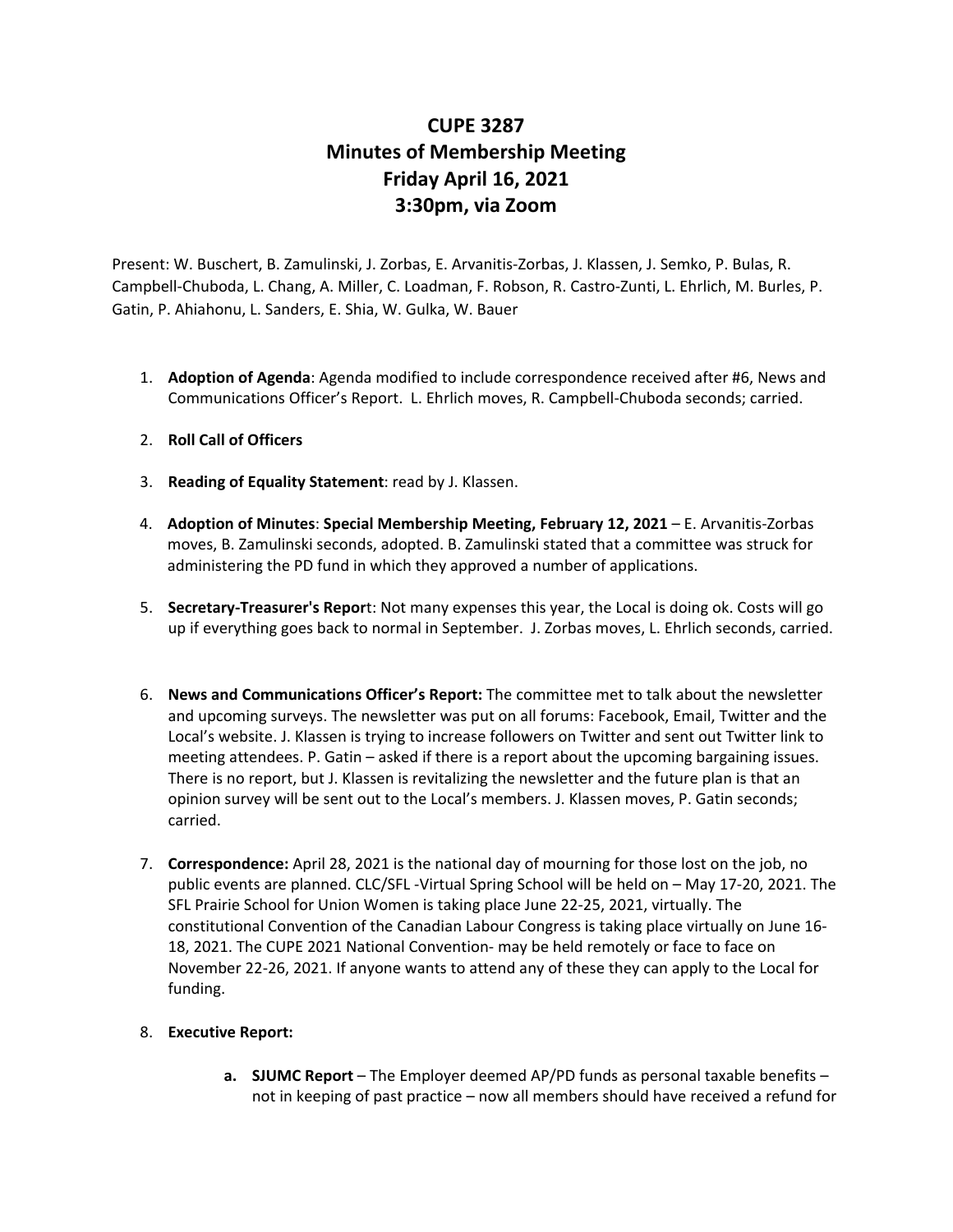# CUPE 3287
# Minutes of Membership Meeting
# Friday April 16, 2021
# 3:30pm, via Zoom

Present: W. Buschert, B. Zamulinski, J. Zorbas, E. Arvanitis-Zorbas, J. Klassen, J. Semko, P. Bulas, R. Campbell-Chuboda, L. Chang, A. Miller, C. Loadman, F. Robson, R. Castro-Zunti, L. Ehrlich, M. Burles, P. Gatin, P. Ahiahonu, L. Sanders, E. Shia, W. Gulka, W. Bauer

1. **Adoption of Agenda**: Agenda modified to include correspondence received after #6, News and Communications Officer's Report. L. Ehrlich moves, R. Campbell-Chuboda seconds; carried.

2. **Roll Call of Officers**

3. **Reading of Equality Statement**: read by J. Klassen.

4. **Adoption of Minutes**: **Special Membership Meeting, February 12, 2021** – E. Arvanitis-Zorbas moves, B. Zamulinski seconds, adopted. B. Zamulinski stated that a committee was struck for administering the PD fund in which they approved a number of applications.

5. **Secretary-Treasurer's Report**: Not many expenses this year, the Local is doing ok. Costs will go up if everything goes back to normal in September. J. Zorbas moves, L. Ehrlich seconds, carried.

6. **News and Communications Officer's Report:** The committee met to talk about the newsletter and upcoming surveys. The newsletter was put on all forums: Facebook, Email, Twitter and the Local's website. J. Klassen is trying to increase followers on Twitter and sent out Twitter link to meeting attendees. P. Gatin – asked if there is a report about the upcoming bargaining issues. There is no report, but J. Klassen is revitalizing the newsletter and the future plan is that an opinion survey will be sent out to the Local's members. J. Klassen moves, P. Gatin seconds; carried.

7. **Correspondence:** April 28, 2021 is the national day of mourning for those lost on the job, no public events are planned. CLC/SFL -Virtual Spring School will be held on – May 17-20, 2021. The SFL Prairie School for Union Women is taking place June 22-25, 2021, virtually. The constitutional Convention of the Canadian Labour Congress is taking place virtually on June 16-18, 2021. The CUPE 2021 National Convention- may be held remotely or face to face on November 22-26, 2021. If anyone wants to attend any of these they can apply to the Local for funding.

8. **Executive Report:**

    a. **SJUMC Report** – The Employer deemed AP/PD funds as personal taxable benefits – not in keeping of past practice – now all members should have received a refund for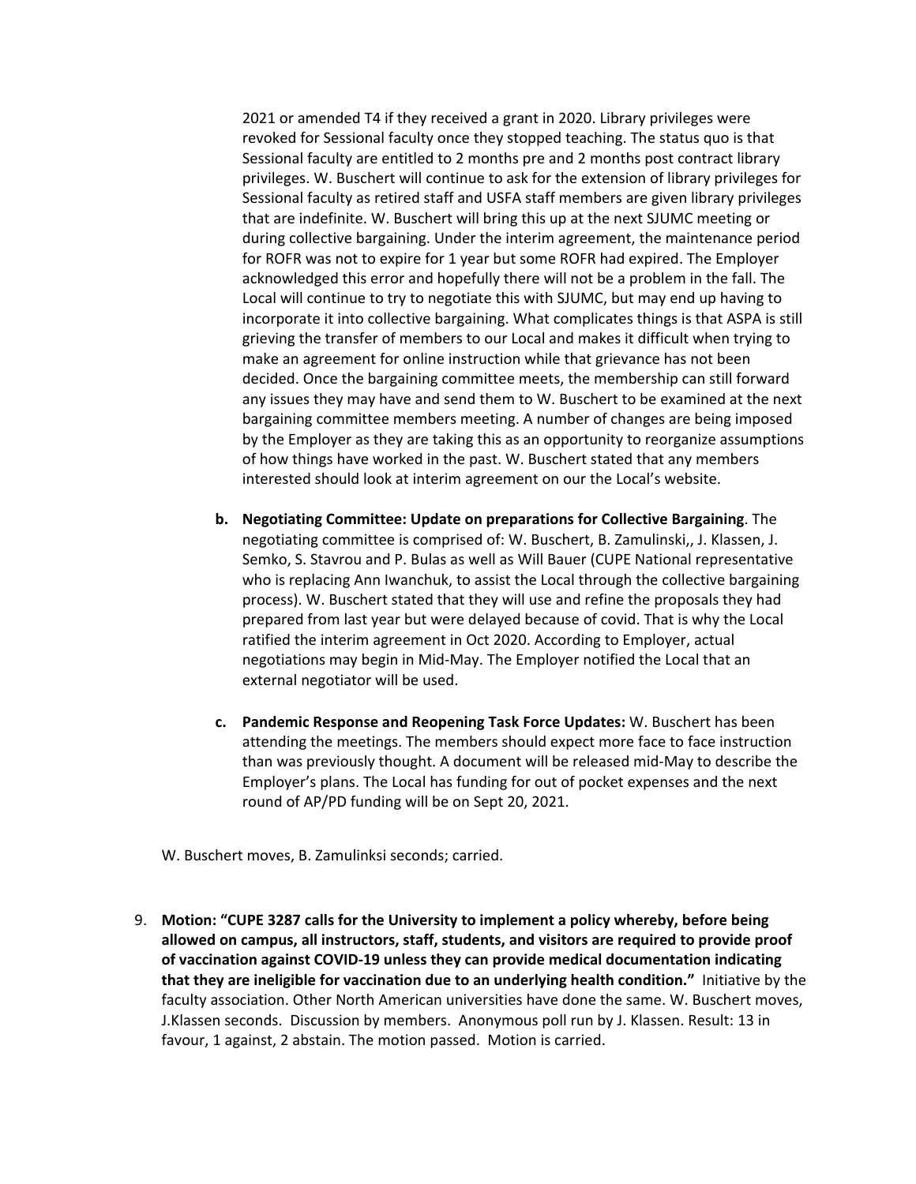2021 or amended T4 if they received a grant in 2020. Library privileges were revoked for Sessional faculty once they stopped teaching. The status quo is that Sessional faculty are entitled to 2 months pre and 2 months post contract library privileges. W. Buschert will continue to ask for the extension of library privileges for Sessional faculty as retired staff and USFA staff members are given library privileges that are indefinite. W. Buschert will bring this up at the next SJUMC meeting or during collective bargaining. Under the interim agreement, the maintenance period for ROFR was not to expire for 1 year but some ROFR had expired. The Employer acknowledged this error and hopefully there will not be a problem in the fall. The Local will continue to try to negotiate this with SJUMC, but may end up having to incorporate it into collective bargaining. What complicates things is that ASPA is still grieving the transfer of members to our Local and makes it difficult when trying to make an agreement for online instruction while that grievance has not been decided. Once the bargaining committee meets, the membership can still forward any issues they may have and send them to W. Buschert to be examined at the next bargaining committee members meeting. A number of changes are being imposed by the Employer as they are taking this as an opportunity to reorganize assumptions of how things have worked in the past. W. Buschert stated that any members interested should look at interim agreement on our the Local's website.

b. **Negotiating Committee: Update on preparations for Collective Bargaining**. The negotiating committee is comprised of: W. Buschert, B. Zamulinski,, J. Klassen, J. Semko, S. Stavrou and P. Bulas as well as Will Bauer (CUPE National representative who is replacing Ann Iwanchuk, to assist the Local through the collective bargaining process). W. Buschert stated that they will use and refine the proposals they had prepared from last year but were delayed because of covid. That is why the Local ratified the interim agreement in Oct 2020. According to Employer, actual negotiations may begin in Mid-May. The Employer notified the Local that an external negotiator will be used.

c. **Pandemic Response and Reopening Task Force Updates:** W. Buschert has been attending the meetings. The members should expect more face to face instruction than was previously thought. A document will be released mid-May to describe the Employer's plans. The Local has funding for out of pocket expenses and the next round of AP/PD funding will be on Sept 20, 2021.

W. Buschert moves, B. Zamulinksi seconds; carried.

9. **Motion: "CUPE 3287 calls for the University to implement a policy whereby, before being allowed on campus, all instructors, staff, students, and visitors are required to provide proof of vaccination against COVID-19 unless they can provide medical documentation indicating that they are ineligible for vaccination due to an underlying health condition."** Initiative by the faculty association. Other North American universities have done the same. W. Buschert moves, J.Klassen seconds. Discussion by members. Anonymous poll run by J. Klassen. Result: 13 in favour, 1 against, 2 abstain. The motion passed. Motion is carried.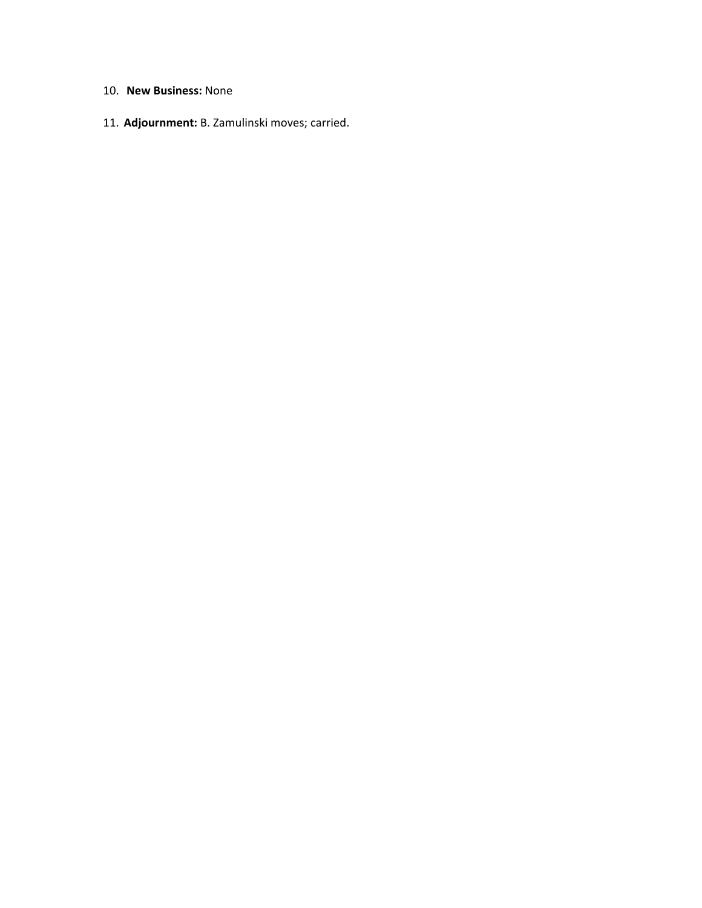10. **New Business:** None

11. **Adjournment:** B. Zamulinski moves; carried.